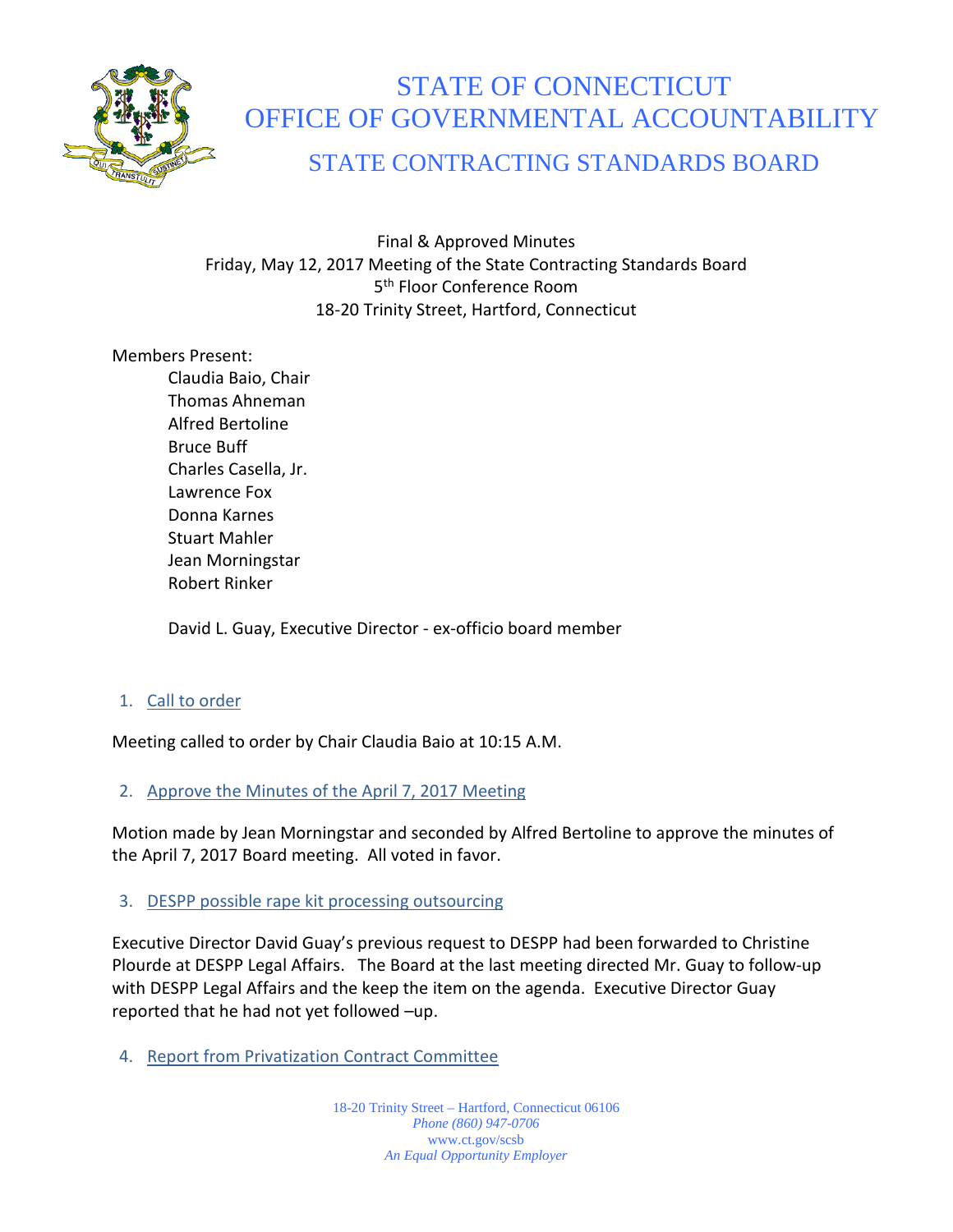# STATE OF CONNECTICUT
# OFFICE OF GOVERNMENTAL ACCOUNTABILITY
## STATE CONTRACTING STANDARDS BOARD

Final & Approved Minutes
Friday, May 12, 2017 Meeting of the State Contracting Standards Board
5th Floor Conference Room
18-20 Trinity Street, Hartford, Connecticut

Members Present:

- Claudia Baio, Chair
- Thomas Ahneman
- Alfred Bertoline
- Bruce Buff
- Charles Casella, Jr.
- Lawrence Fox
- Donna Karnes
- Stuart Mahler
- Jean Morningstar
- Robert Rinker

David L. Guay, Executive Director - ex-officio board member

1. Call to order

Meeting called to order by Chair Claudia Baio at 10:15 A.M.

2. Approve the Minutes of the April 7, 2017 Meeting

Motion made by Jean Morningstar and seconded by Alfred Bertoline to approve the minutes of the April 7, 2017 Board meeting. All voted in favor.

3. DESPP possible rape kit processing outsourcing

Executive Director David Guay's previous request to DESPP had been forwarded to Christine Plourde at DESPP Legal Affairs. The Board at the last meeting directed Mr. Guay to follow-up with DESPP Legal Affairs and the keep the item on the agenda. Executive Director Guay reported that he had not yet followed –up.

4. Report from Privatization Contract Committee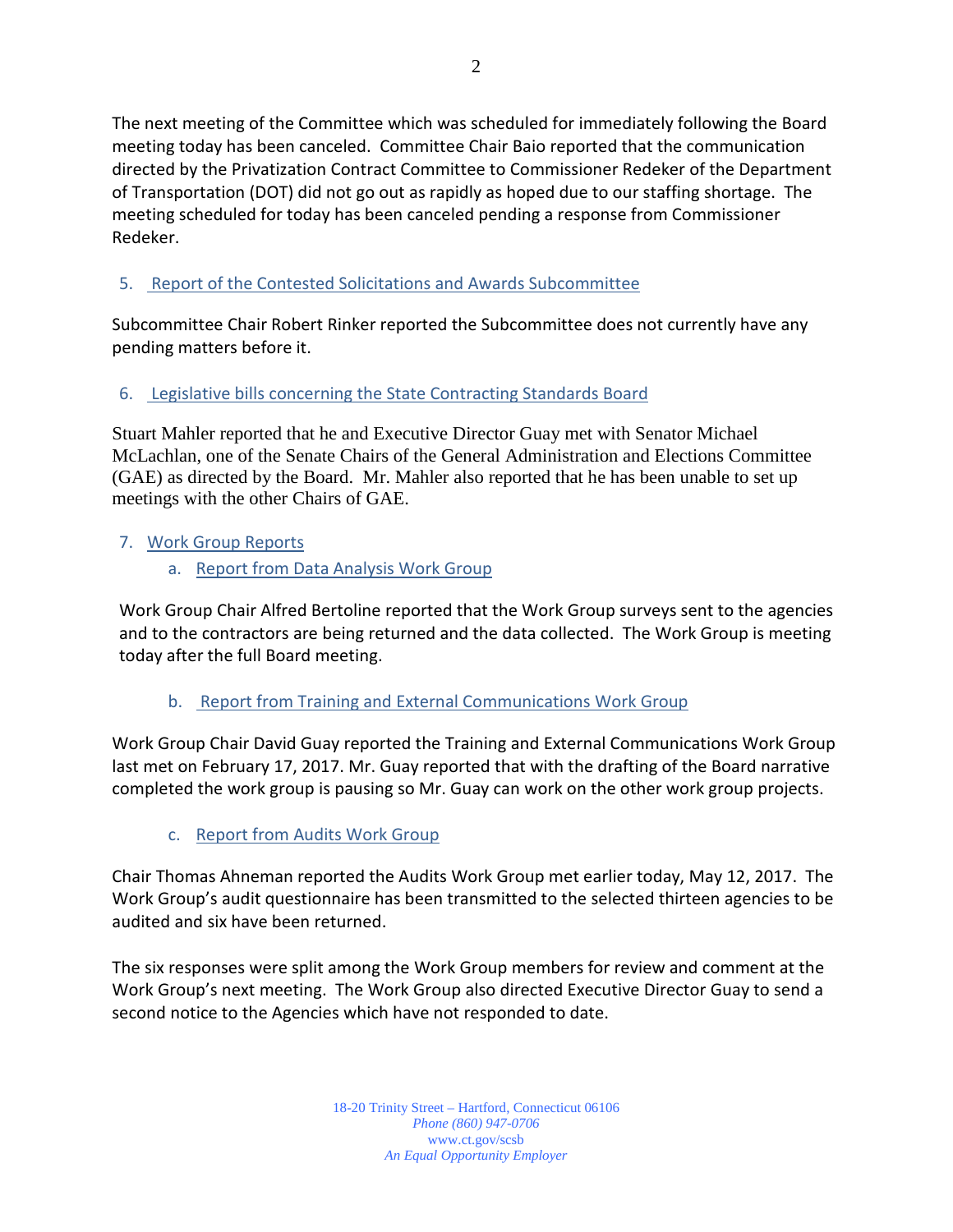The next meeting of the Committee which was scheduled for immediately following the Board meeting today has been canceled. Committee Chair Baio reported that the communication directed by the Privatization Contract Committee to Commissioner Redeker of the Department of Transportation (DOT) did not go out as rapidly as hoped due to our staffing shortage. The meeting scheduled for today has been canceled pending a response from Commissioner Redeker.

## 5. Report of the Contested Solicitations and Awards Subcommittee

Subcommittee Chair Robert Rinker reported the Subcommittee does not currently have any pending matters before it.

## 6. Legislative bills concerning the State Contracting Standards Board

Stuart Mahler reported that he and Executive Director Guay met with Senator Michael McLachlan, one of the Senate Chairs of the General Administration and Elections Committee (GAE) as directed by the Board. Mr. Mahler also reported that he has been unable to set up meetings with the other Chairs of GAE.

## 7. Work Group Reports

### a. Report from Data Analysis Work Group

Work Group Chair Alfred Bertoline reported that the Work Group surveys sent to the agencies and to the contractors are being returned and the data collected. The Work Group is meeting today after the full Board meeting.

### b. Report from Training and External Communications Work Group

Work Group Chair David Guay reported the Training and External Communications Work Group last met on February 17, 2017. Mr. Guay reported that with the drafting of the Board narrative completed the work group is pausing so Mr. Guay can work on the other work group projects.

### c. Report from Audits Work Group

Chair Thomas Ahneman reported the Audits Work Group met earlier today, May 12, 2017. The Work Group's audit questionnaire has been transmitted to the selected thirteen agencies to be audited and six have been returned.

The six responses were split among the Work Group members for review and comment at the Work Group's next meeting. The Work Group also directed Executive Director Guay to send a second notice to the Agencies which have not responded to date.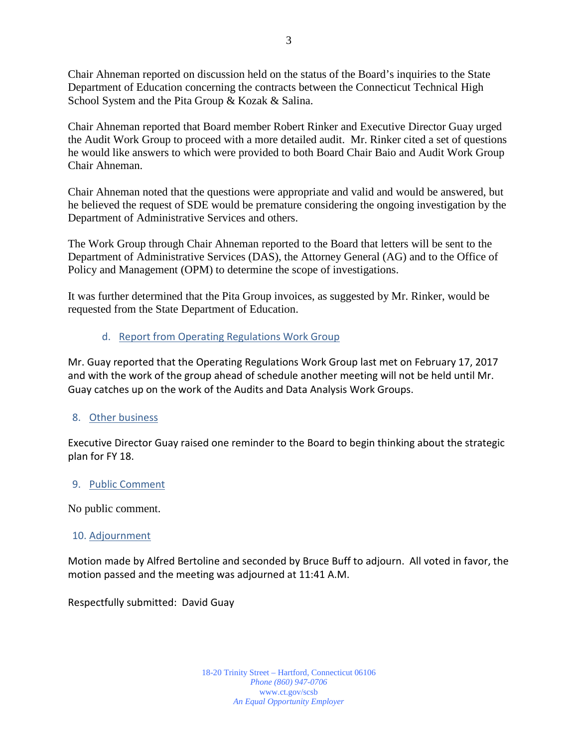Chair Ahneman reported on discussion held on the status of the Board's inquiries to the State Department of Education concerning the contracts between the Connecticut Technical High School System and the Pita Group & Kozak & Salina.

Chair Ahneman reported that Board member Robert Rinker and Executive Director Guay urged the Audit Work Group to proceed with a more detailed audit. Mr. Rinker cited a set of questions he would like answers to which were provided to both Board Chair Baio and Audit Work Group Chair Ahneman.

Chair Ahneman noted that the questions were appropriate and valid and would be answered, but he believed the request of SDE would be premature considering the ongoing investigation by the Department of Administrative Services and others.

The Work Group through Chair Ahneman reported to the Board that letters will be sent to the Department of Administrative Services (DAS), the Attorney General (AG) and to the Office of Policy and Management (OPM) to determine the scope of investigations.

It was further determined that the Pita Group invoices, as suggested by Mr. Rinker, would be requested from the State Department of Education.

### d. Report from Operating Regulations Work Group

Mr. Guay reported that the Operating Regulations Work Group last met on February 17, 2017 and with the work of the group ahead of schedule another meeting will not be held until Mr. Guay catches up on the work of the Audits and Data Analysis Work Groups.

## 8. Other business

Executive Director Guay raised one reminder to the Board to begin thinking about the strategic plan for FY 18.

## 9. Public Comment

No public comment.

## 10. Adjournment

Motion made by Alfred Bertoline and seconded by Bruce Buff to adjourn. All voted in favor, the motion passed and the meeting was adjourned at 11:41 A.M.

Respectfully submitted: David Guay